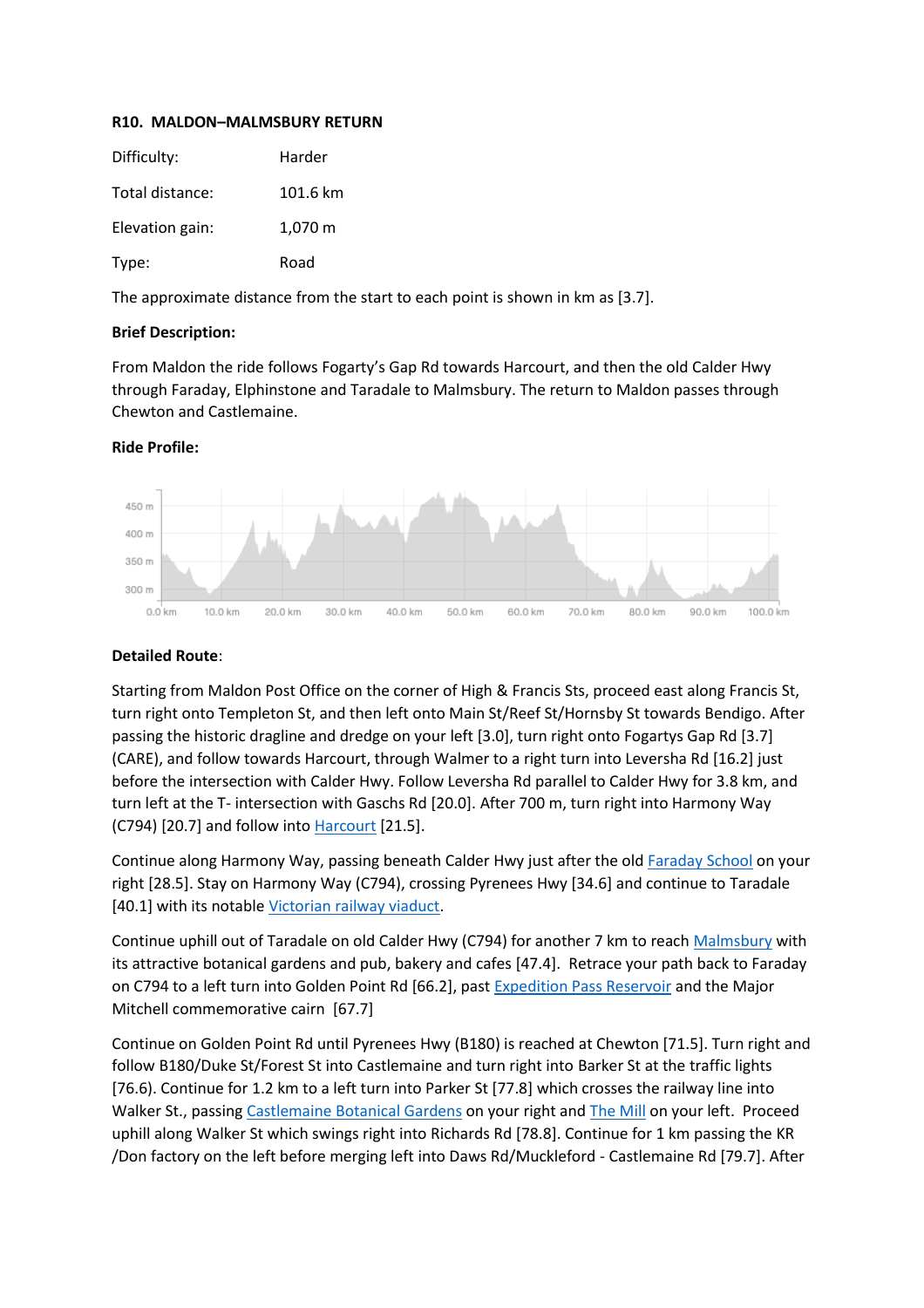**R10. MALDON–MALMSBURY RETURN**

| | |
|---|---|
| Difficulty: | Harder |
| Total distance: | 101.6 km |
| Elevation gain: | 1,070 m |
| Type: | Road |

The approximate distance from the start to each point is shown in km as [3.7].

**Brief Description:**

From Maldon the ride follows Fogarty's Gap Rd towards Harcourt, and then the old Calder Hwy through Faraday, Elphinstone and Taradale to Malmsbury. The return to Maldon passes through Chewton and Castlemaine.

**Ride Profile:**

**Detailed Route**:

Starting from Maldon Post Office on the corner of High & Francis Sts, proceed east along Francis St, turn right onto Templeton St, and then left onto Main St/Reef St/Hornsby St towards Bendigo. After passing the historic dragline and dredge on your left [3.0], turn right onto Fogartys Gap Rd [3.7] (CARE), and follow towards Harcourt, through Walmer to a right turn into Leversha Rd [16.2] just before the intersection with Calder Hwy. Follow Leversha Rd parallel to Calder Hwy for 3.8 km, and turn left at the T- intersection with Gaschs Rd [20.0]. After 700 m, turn right into Harmony Way (C794) [20.7] and follow into Harcourt [21.5].

Continue along Harmony Way, passing beneath Calder Hwy just after the old Faraday School on your right [28.5]. Stay on Harmony Way (C794), crossing Pyrenees Hwy [34.6] and continue to Taradale [40.1] with its notable Victorian railway viaduct.

Continue uphill out of Taradale on old Calder Hwy (C794) for another 7 km to reach Malmsbury with its attractive botanical gardens and pub, bakery and cafes [47.4]. Retrace your path back to Faraday on C794 to a left turn into Golden Point Rd [66.2], past Expedition Pass Reservoir and the Major Mitchell commemorative cairn [67.7]

Continue on Golden Point Rd until Pyrenees Hwy (B180) is reached at Chewton [71.5]. Turn right and follow B180/Duke St/Forest St into Castlemaine and turn right into Barker St at the traffic lights [76.6). Continue for 1.2 km to a left turn into Parker St [77.8] which crosses the railway line into Walker St., passing Castlemaine Botanical Gardens on your right and The Mill on your left. Proceed uphill along Walker St which swings right into Richards Rd [78.8]. Continue for 1 km passing the KR /Don factory on the left before merging left into Daws Rd/Muckleford - Castlemaine Rd [79.7]. After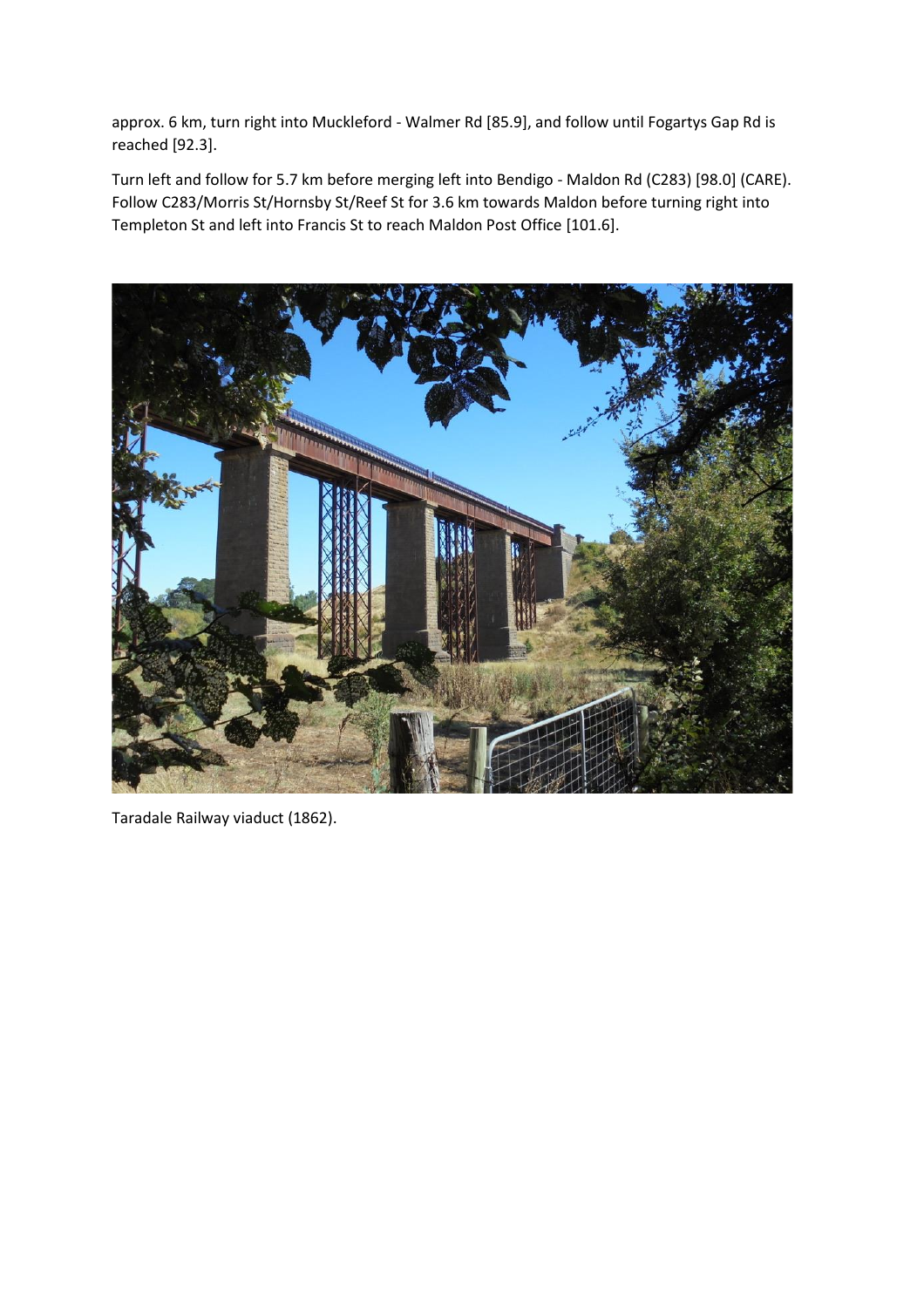approx. 6 km, turn right into Muckleford - Walmer Rd [85.9], and follow until Fogartys Gap Rd is reached [92.3].

Turn left and follow for 5.7 km before merging left into Bendigo - Maldon Rd (C283) [98.0] (CARE). Follow C283/Morris St/Hornsby St/Reef St for 3.6 km towards Maldon before turning right into Templeton St and left into Francis St to reach Maldon Post Office [101.6].

Taradale Railway viaduct (1862).